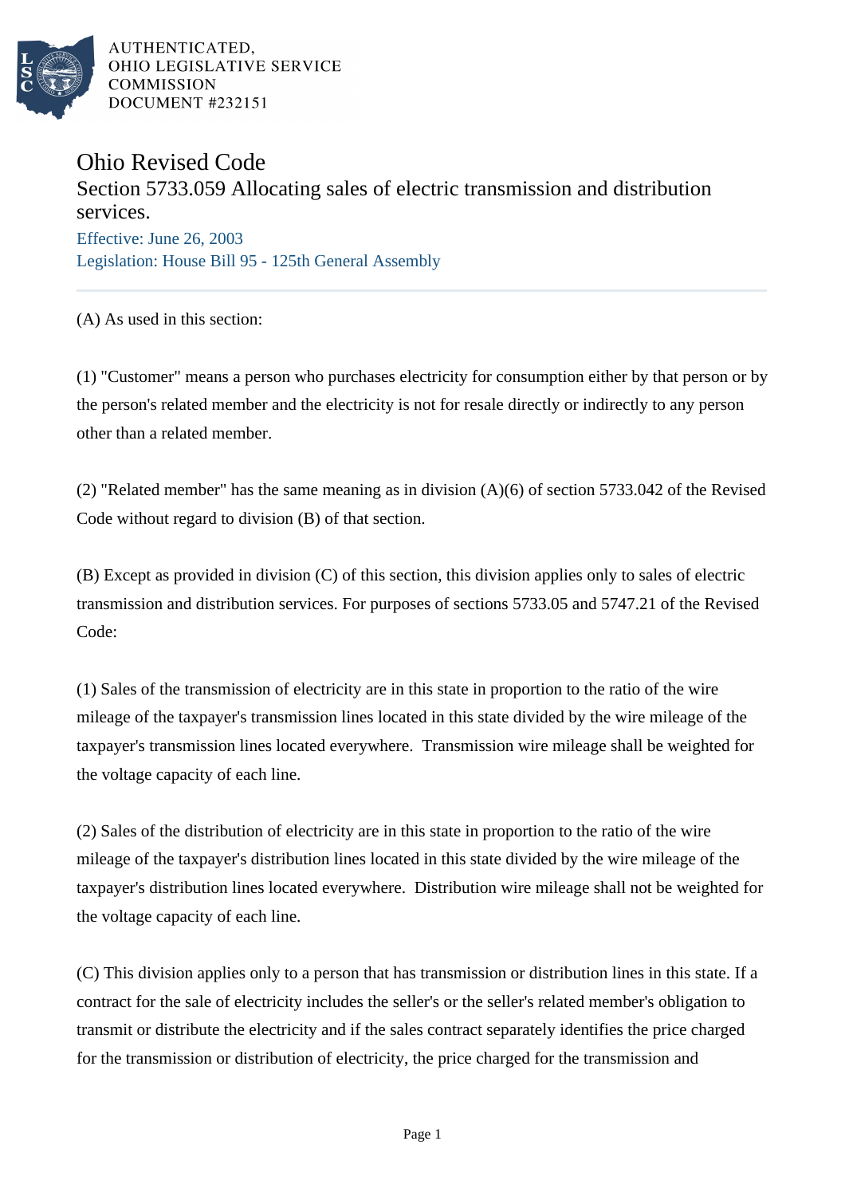AUTHENTICATED,
OHIO LEGISLATIVE SERVICE
COMMISSION
DOCUMENT #232151

# Ohio Revised Code

## Section 5733.059 Allocating sales of electric transmission and distribution services.

Effective: June 26, 2003

Legislation: House Bill 95 - 125th General Assembly

(A) As used in this section:

(1) "Customer" means a person who purchases electricity for consumption either by that person or by the person's related member and the electricity is not for resale directly or indirectly to any person other than a related member.

(2) "Related member" has the same meaning as in division (A)(6) of section 5733.042 of the Revised Code without regard to division (B) of that section.

(B) Except as provided in division (C) of this section, this division applies only to sales of electric transmission and distribution services. For purposes of sections 5733.05 and 5747.21 of the Revised Code:

(1) Sales of the transmission of electricity are in this state in proportion to the ratio of the wire mileage of the taxpayer's transmission lines located in this state divided by the wire mileage of the taxpayer's transmission lines located everywhere. Transmission wire mileage shall be weighted for the voltage capacity of each line.

(2) Sales of the distribution of electricity are in this state in proportion to the ratio of the wire mileage of the taxpayer's distribution lines located in this state divided by the wire mileage of the taxpayer's distribution lines located everywhere. Distribution wire mileage shall not be weighted for the voltage capacity of each line.

(C) This division applies only to a person that has transmission or distribution lines in this state. If a contract for the sale of electricity includes the seller's or the seller's related member's obligation to transmit or distribute the electricity and if the sales contract separately identifies the price charged for the transmission or distribution of electricity, the price charged for the transmission and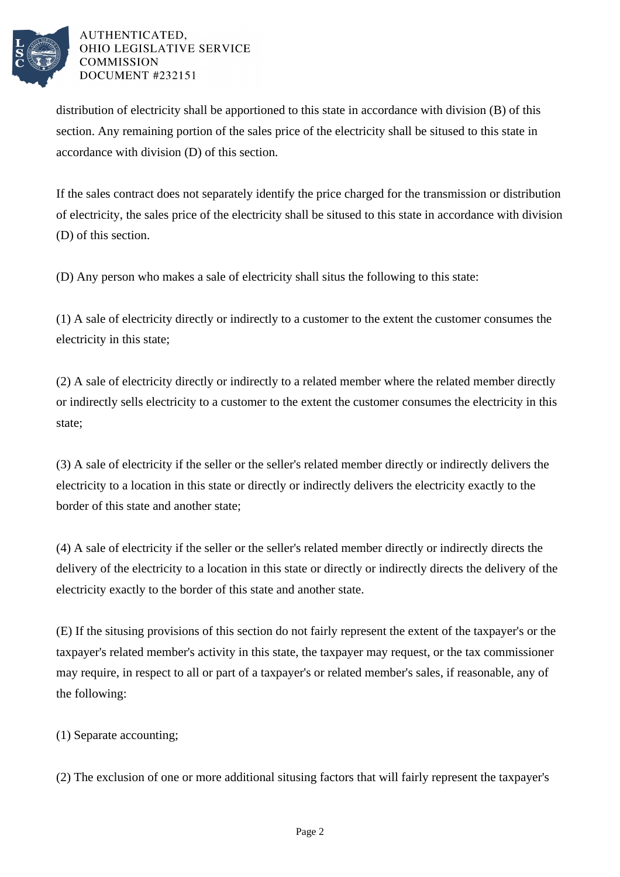distribution of electricity shall be apportioned to this state in accordance with division (B) of this section. Any remaining portion of the sales price of the electricity shall be sitused to this state in accordance with division (D) of this section.

If the sales contract does not separately identify the price charged for the transmission or distribution of electricity, the sales price of the electricity shall be sitused to this state in accordance with division (D) of this section.

(D) Any person who makes a sale of electricity shall situs the following to this state:

(1) A sale of electricity directly or indirectly to a customer to the extent the customer consumes the electricity in this state;

(2) A sale of electricity directly or indirectly to a related member where the related member directly or indirectly sells electricity to a customer to the extent the customer consumes the electricity in this state;

(3) A sale of electricity if the seller or the seller's related member directly or indirectly delivers the electricity to a location in this state or directly or indirectly delivers the electricity exactly to the border of this state and another state;

(4) A sale of electricity if the seller or the seller's related member directly or indirectly directs the delivery of the electricity to a location in this state or directly or indirectly directs the delivery of the electricity exactly to the border of this state and another state.

(E) If the situsing provisions of this section do not fairly represent the extent of the taxpayer's or the taxpayer's related member's activity in this state, the taxpayer may request, or the tax commissioner may require, in respect to all or part of a taxpayer's or related member's sales, if reasonable, any of the following:

(1) Separate accounting;

(2) The exclusion of one or more additional situsing factors that will fairly represent the taxpayer's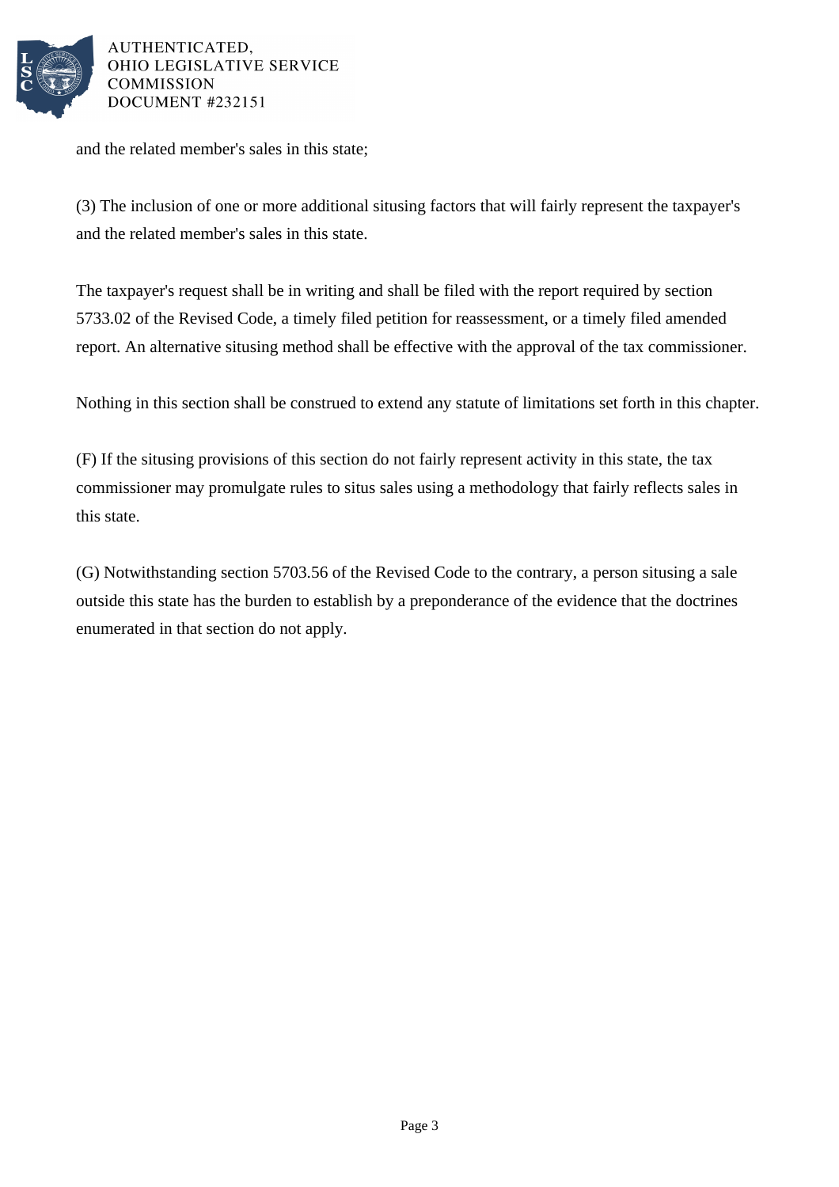and the related member's sales in this state;

(3) The inclusion of one or more additional situsing factors that will fairly represent the taxpayer's and the related member's sales in this state.

The taxpayer's request shall be in writing and shall be filed with the report required by section 5733.02 of the Revised Code, a timely filed petition for reassessment, or a timely filed amended report. An alternative situsing method shall be effective with the approval of the tax commissioner.

Nothing in this section shall be construed to extend any statute of limitations set forth in this chapter.

(F) If the situsing provisions of this section do not fairly represent activity in this state, the tax commissioner may promulgate rules to situs sales using a methodology that fairly reflects sales in this state.

(G) Notwithstanding section 5703.56 of the Revised Code to the contrary, a person situsing a sale outside this state has the burden to establish by a preponderance of the evidence that the doctrines enumerated in that section do not apply.